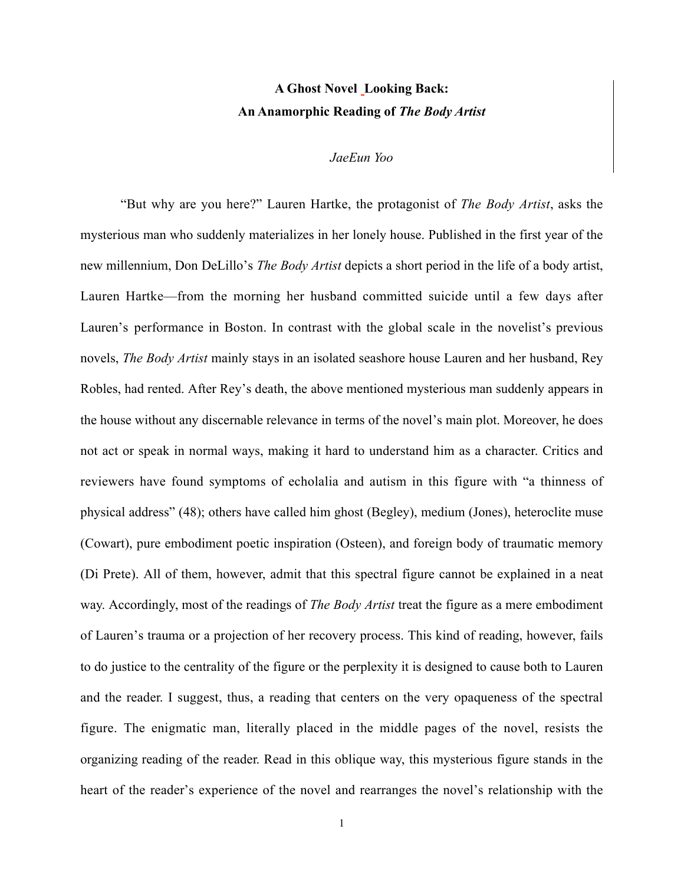# A Ghost Novel Looking Back:
# An Anamorphic Reading of *The Body Artist*

*JaeEun Yoo*

"But why are you here?" Lauren Hartke, the protagonist of *The Body Artist*, asks the mysterious man who suddenly materializes in her lonely house. Published in the first year of the new millennium, Don DeLillo's *The Body Artist* depicts a short period in the life of a body artist, Lauren Hartke—from the morning her husband committed suicide until a few days after Lauren's performance in Boston. In contrast with the global scale in the novelist's previous novels, *The Body Artist* mainly stays in an isolated seashore house Lauren and her husband, Rey Robles, had rented. After Rey's death, the above mentioned mysterious man suddenly appears in the house without any discernable relevance in terms of the novel's main plot. Moreover, he does not act or speak in normal ways, making it hard to understand him as a character. Critics and reviewers have found symptoms of echolalia and autism in this figure with "a thinness of physical address" (48); others have called him ghost (Begley), medium (Jones), heteroclite muse (Cowart), pure embodiment poetic inspiration (Osteen), and foreign body of traumatic memory (Di Prete). All of them, however, admit that this spectral figure cannot be explained in a neat way. Accordingly, most of the readings of *The Body Artist* treat the figure as a mere embodiment of Lauren's trauma or a projection of her recovery process. This kind of reading, however, fails to do justice to the centrality of the figure or the perplexity it is designed to cause both to Lauren and the reader. I suggest, thus, a reading that centers on the very opaqueness of the spectral figure. The enigmatic man, literally placed in the middle pages of the novel, resists the organizing reading of the reader. Read in this oblique way, this mysterious figure stands in the heart of the reader's experience of the novel and rearranges the novel's relationship with the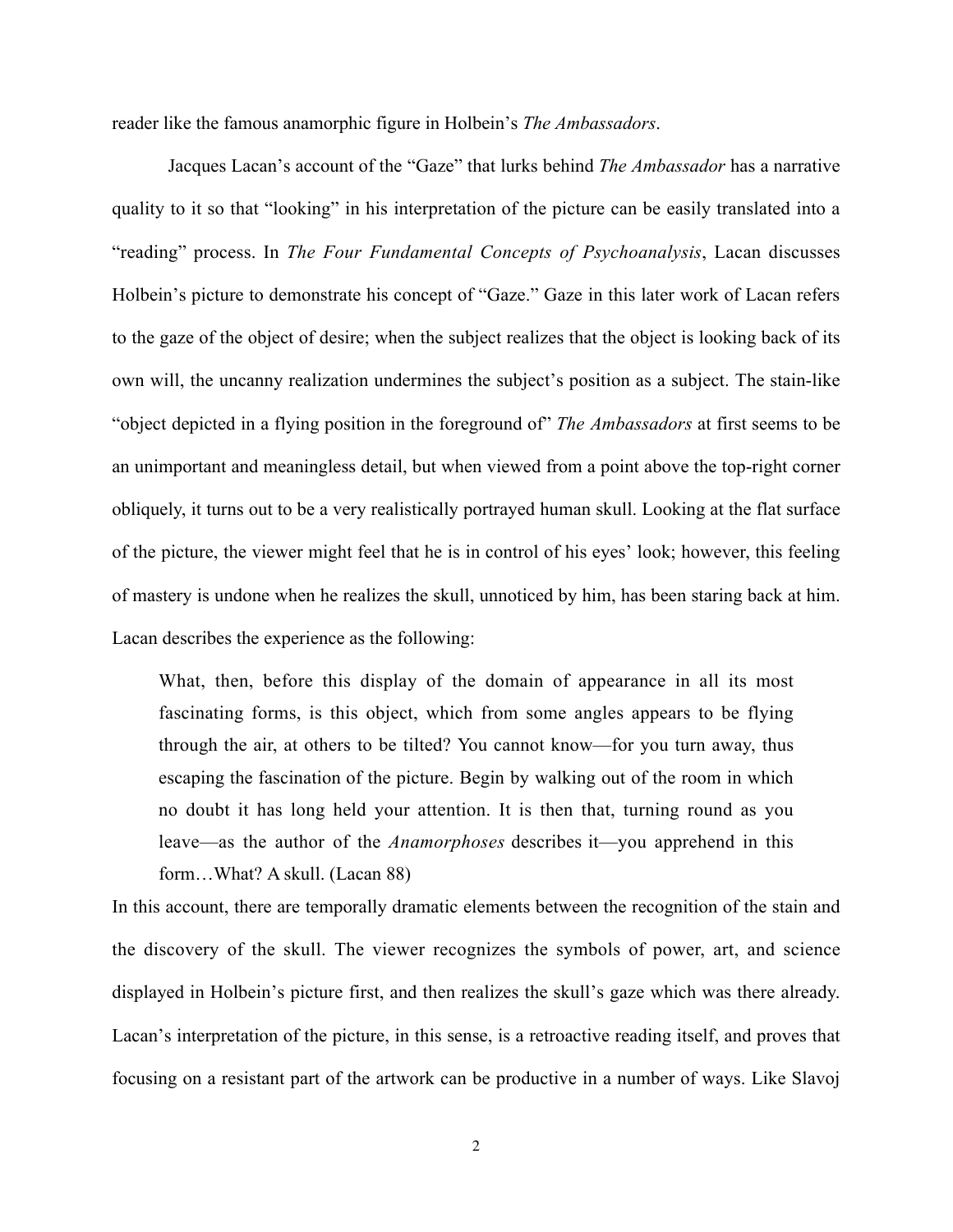reader like the famous anamorphic figure in Holbein's *The Ambassadors*.

Jacques Lacan's account of the "Gaze" that lurks behind *The Ambassador* has a narrative quality to it so that "looking" in his interpretation of the picture can be easily translated into a "reading" process. In *The Four Fundamental Concepts of Psychoanalysis*, Lacan discusses Holbein's picture to demonstrate his concept of "Gaze." Gaze in this later work of Lacan refers to the gaze of the object of desire; when the subject realizes that the object is looking back of its own will, the uncanny realization undermines the subject's position as a subject. The stain-like "object depicted in a flying position in the foreground of" *The Ambassadors* at first seems to be an unimportant and meaningless detail, but when viewed from a point above the top-right corner obliquely, it turns out to be a very realistically portrayed human skull. Looking at the flat surface of the picture, the viewer might feel that he is in control of his eyes' look; however, this feeling of mastery is undone when he realizes the skull, unnoticed by him, has been staring back at him. Lacan describes the experience as the following:

> What, then, before this display of the domain of appearance in all its most fascinating forms, is this object, which from some angles appears to be flying through the air, at others to be tilted? You cannot know—for you turn away, thus escaping the fascination of the picture. Begin by walking out of the room in which no doubt it has long held your attention. It is then that, turning round as you leave—as the author of the *Anamorphoses* describes it—you apprehend in this form…What? A skull. (Lacan 88)

In this account, there are temporally dramatic elements between the recognition of the stain and the discovery of the skull. The viewer recognizes the symbols of power, art, and science displayed in Holbein's picture first, and then realizes the skull's gaze which was there already. Lacan's interpretation of the picture, in this sense, is a retroactive reading itself, and proves that focusing on a resistant part of the artwork can be productive in a number of ways. Like Slavoj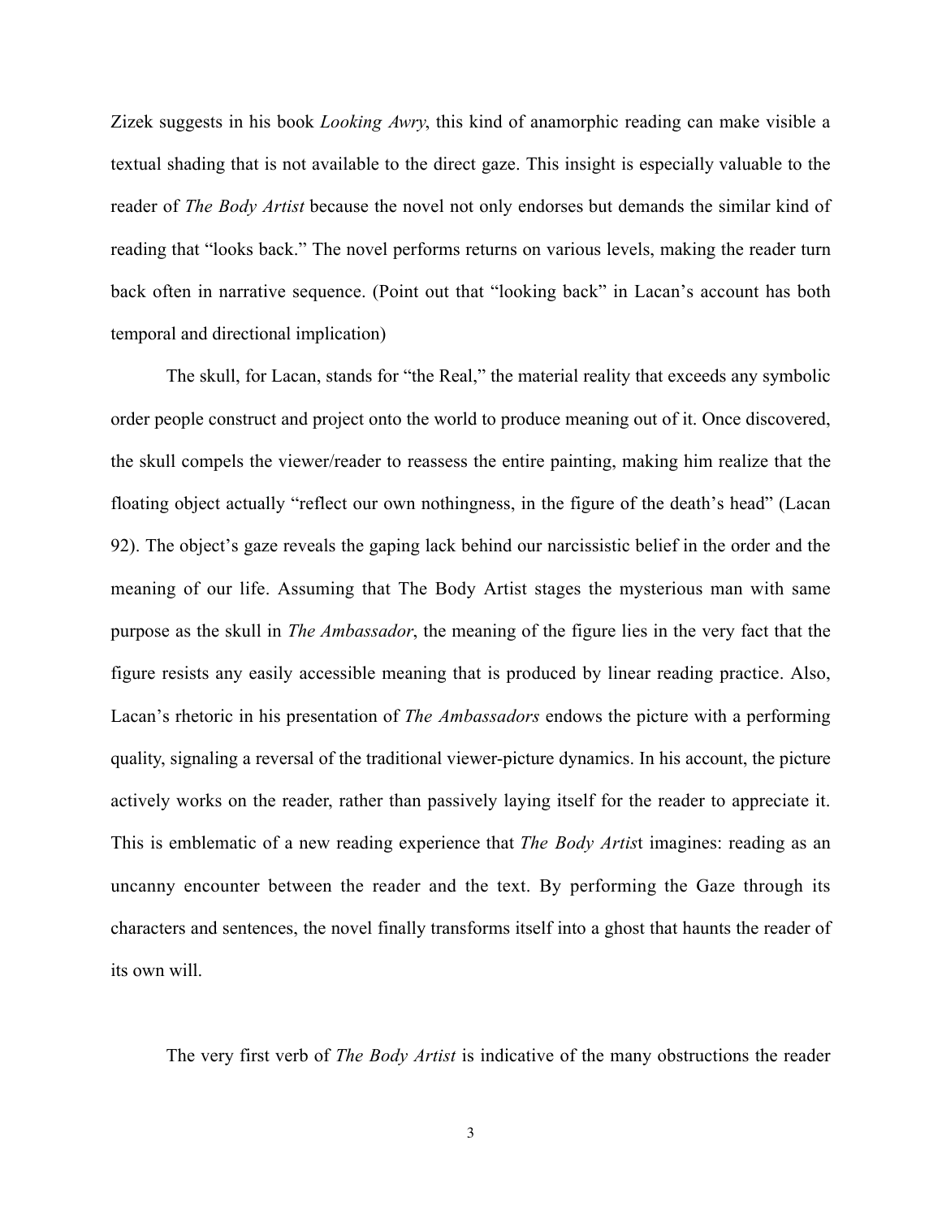Zizek suggests in his book *Looking Awry*, this kind of anamorphic reading can make visible a textual shading that is not available to the direct gaze. This insight is especially valuable to the reader of *The Body Artist* because the novel not only endorses but demands the similar kind of reading that "looks back." The novel performs returns on various levels, making the reader turn back often in narrative sequence. (Point out that "looking back" in Lacan's account has both temporal and directional implication)

The skull, for Lacan, stands for "the Real," the material reality that exceeds any symbolic order people construct and project onto the world to produce meaning out of it. Once discovered, the skull compels the viewer/reader to reassess the entire painting, making him realize that the floating object actually "reflect our own nothingness, in the figure of the death's head" (Lacan 92). The object's gaze reveals the gaping lack behind our narcissistic belief in the order and the meaning of our life. Assuming that The Body Artist stages the mysterious man with same purpose as the skull in *The Ambassador*, the meaning of the figure lies in the very fact that the figure resists any easily accessible meaning that is produced by linear reading practice. Also, Lacan's rhetoric in his presentation of *The Ambassadors* endows the picture with a performing quality, signaling a reversal of the traditional viewer-picture dynamics. In his account, the picture actively works on the reader, rather than passively laying itself for the reader to appreciate it. This is emblematic of a new reading experience that *The Body Artist* imagines: reading as an uncanny encounter between the reader and the text. By performing the Gaze through its characters and sentences, the novel finally transforms itself into a ghost that haunts the reader of its own will.

The very first verb of *The Body Artist* is indicative of the many obstructions the reader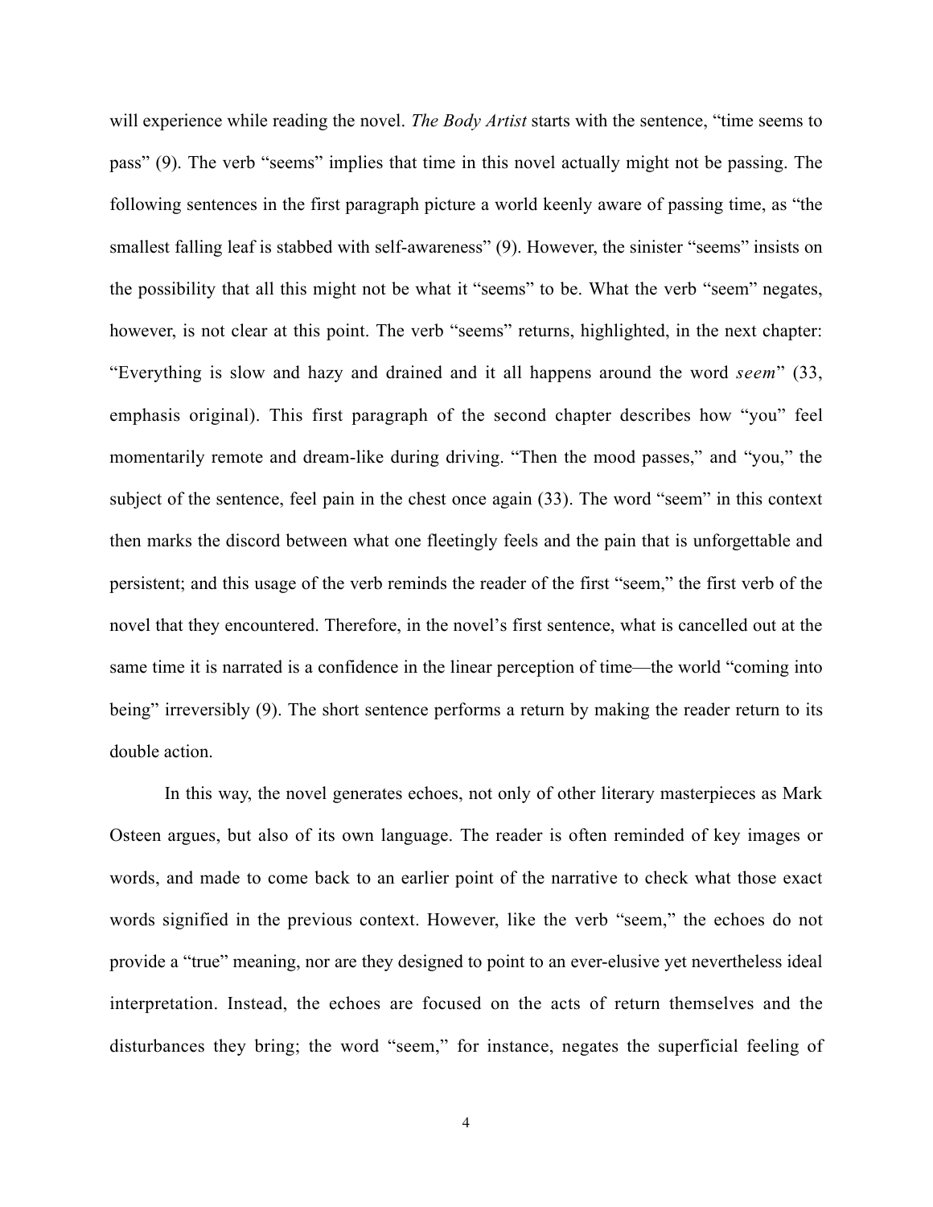will experience while reading the novel. *The Body Artist* starts with the sentence, "time seems to pass" (9). The verb "seems" implies that time in this novel actually might not be passing. The following sentences in the first paragraph picture a world keenly aware of passing time, as "the smallest falling leaf is stabbed with self-awareness" (9). However, the sinister "seems" insists on the possibility that all this might not be what it "seems" to be. What the verb "seem" negates, however, is not clear at this point. The verb "seems" returns, highlighted, in the next chapter: "Everything is slow and hazy and drained and it all happens around the word *seem*" (33, emphasis original). This first paragraph of the second chapter describes how "you" feel momentarily remote and dream-like during driving. "Then the mood passes," and "you," the subject of the sentence, feel pain in the chest once again (33). The word "seem" in this context then marks the discord between what one fleetingly feels and the pain that is unforgettable and persistent; and this usage of the verb reminds the reader of the first "seem," the first verb of the novel that they encountered. Therefore, in the novel's first sentence, what is cancelled out at the same time it is narrated is a confidence in the linear perception of time—the world "coming into being" irreversibly (9). The short sentence performs a return by making the reader return to its double action.

In this way, the novel generates echoes, not only of other literary masterpieces as Mark Osteen argues, but also of its own language. The reader is often reminded of key images or words, and made to come back to an earlier point of the narrative to check what those exact words signified in the previous context. However, like the verb "seem," the echoes do not provide a "true" meaning, nor are they designed to point to an ever-elusive yet nevertheless ideal interpretation. Instead, the echoes are focused on the acts of return themselves and the disturbances they bring; the word "seem," for instance, negates the superficial feeling of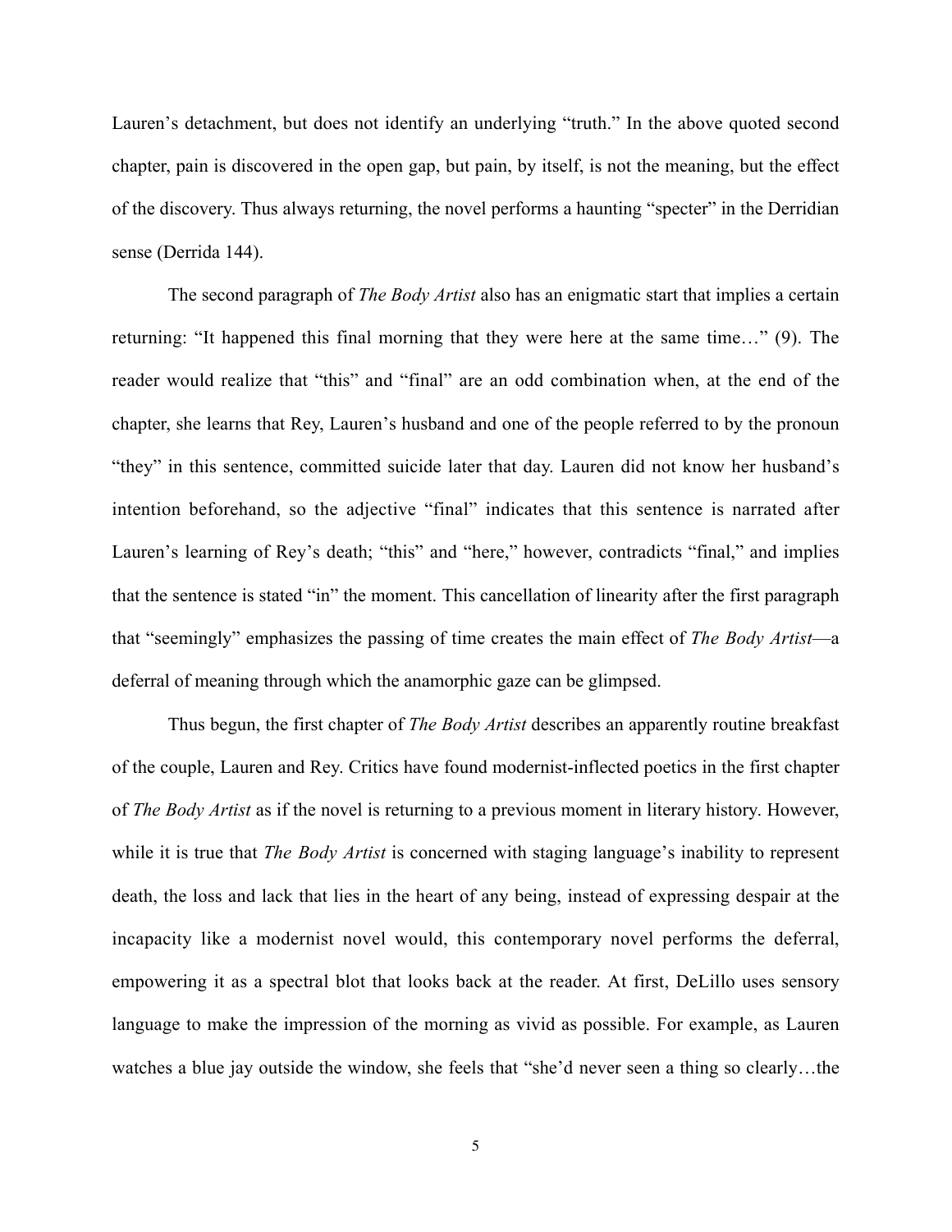Lauren's detachment, but does not identify an underlying "truth." In the above quoted second chapter, pain is discovered in the open gap, but pain, by itself, is not the meaning, but the effect of the discovery. Thus always returning, the novel performs a haunting "specter" in the Derridian sense (Derrida 144).

The second paragraph of *The Body Artist* also has an enigmatic start that implies a certain returning: "It happened this final morning that they were here at the same time…" (9). The reader would realize that "this" and "final" are an odd combination when, at the end of the chapter, she learns that Rey, Lauren's husband and one of the people referred to by the pronoun "they" in this sentence, committed suicide later that day. Lauren did not know her husband's intention beforehand, so the adjective "final" indicates that this sentence is narrated after Lauren's learning of Rey's death; "this" and "here," however, contradicts "final," and implies that the sentence is stated "in" the moment. This cancellation of linearity after the first paragraph that "seemingly" emphasizes the passing of time creates the main effect of *The Body Artist*—a deferral of meaning through which the anamorphic gaze can be glimpsed.

Thus begun, the first chapter of *The Body Artist* describes an apparently routine breakfast of the couple, Lauren and Rey. Critics have found modernist-inflected poetics in the first chapter of *The Body Artist* as if the novel is returning to a previous moment in literary history. However, while it is true that *The Body Artist* is concerned with staging language's inability to represent death, the loss and lack that lies in the heart of any being, instead of expressing despair at the incapacity like a modernist novel would, this contemporary novel performs the deferral, empowering it as a spectral blot that looks back at the reader. At first, DeLillo uses sensory language to make the impression of the morning as vivid as possible. For example, as Lauren watches a blue jay outside the window, she feels that "she'd never seen a thing so clearly…the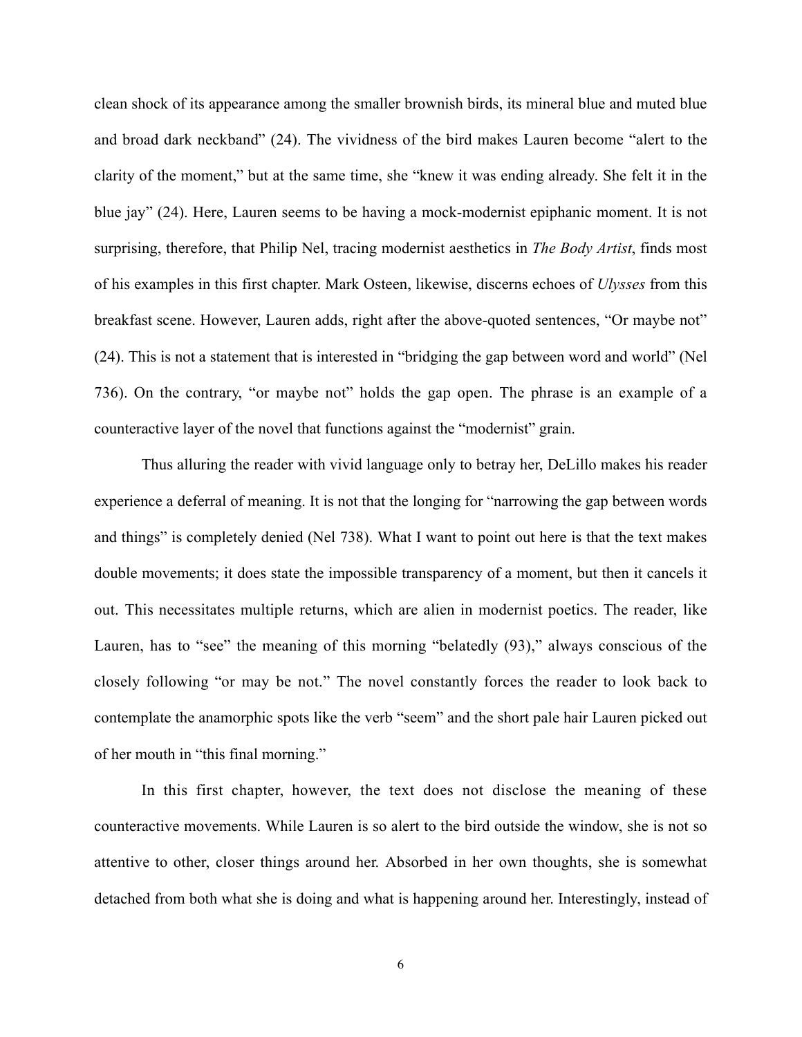clean shock of its appearance among the smaller brownish birds, its mineral blue and muted blue and broad dark neckband" (24). The vividness of the bird makes Lauren become "alert to the clarity of the moment," but at the same time, she "knew it was ending already. She felt it in the blue jay" (24). Here, Lauren seems to be having a mock-modernist epiphanic moment. It is not surprising, therefore, that Philip Nel, tracing modernist aesthetics in *The Body Artist*, finds most of his examples in this first chapter. Mark Osteen, likewise, discerns echoes of *Ulysses* from this breakfast scene. However, Lauren adds, right after the above-quoted sentences, "Or maybe not" (24). This is not a statement that is interested in "bridging the gap between word and world" (Nel 736). On the contrary, "or maybe not" holds the gap open. The phrase is an example of a counteractive layer of the novel that functions against the "modernist" grain.

Thus alluring the reader with vivid language only to betray her, DeLillo makes his reader experience a deferral of meaning. It is not that the longing for "narrowing the gap between words and things" is completely denied (Nel 738). What I want to point out here is that the text makes double movements; it does state the impossible transparency of a moment, but then it cancels it out. This necessitates multiple returns, which are alien in modernist poetics. The reader, like Lauren, has to "see" the meaning of this morning "belatedly (93)," always conscious of the closely following "or may be not." The novel constantly forces the reader to look back to contemplate the anamorphic spots like the verb "seem" and the short pale hair Lauren picked out of her mouth in "this final morning."

In this first chapter, however, the text does not disclose the meaning of these counteractive movements. While Lauren is so alert to the bird outside the window, she is not so attentive to other, closer things around her. Absorbed in her own thoughts, she is somewhat detached from both what she is doing and what is happening around her. Interestingly, instead of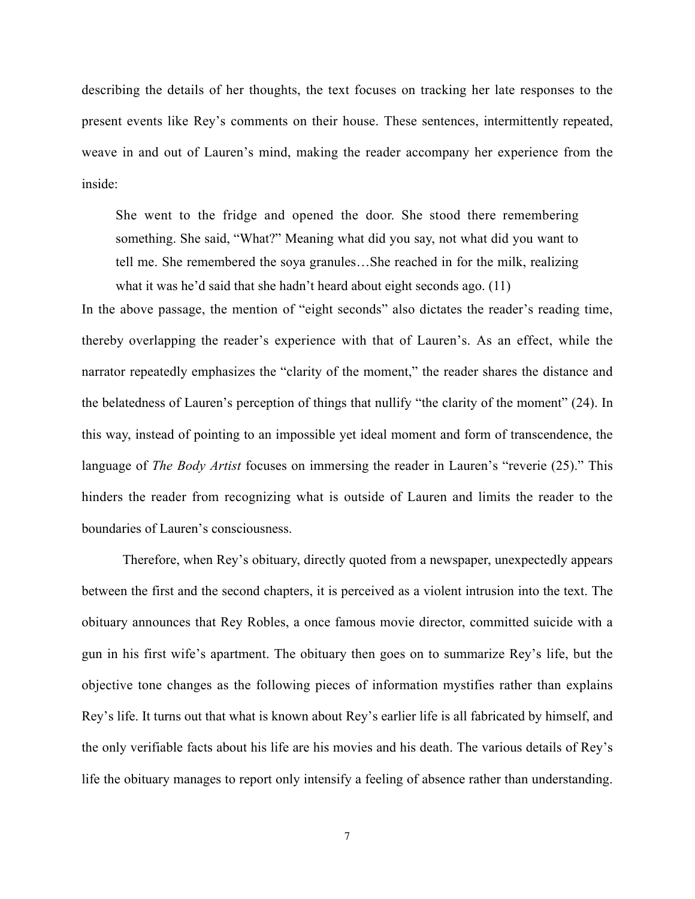describing the details of her thoughts, the text focuses on tracking her late responses to the present events like Rey's comments on their house. These sentences, intermittently repeated, weave in and out of Lauren's mind, making the reader accompany her experience from the inside:

> She went to the fridge and opened the door. She stood there remembering something. She said, "What?" Meaning what did you say, not what did you want to tell me. She remembered the soya granules…She reached in for the milk, realizing what it was he'd said that she hadn't heard about eight seconds ago. (11)

In the above passage, the mention of "eight seconds" also dictates the reader's reading time, thereby overlapping the reader's experience with that of Lauren's. As an effect, while the narrator repeatedly emphasizes the "clarity of the moment," the reader shares the distance and the belatedness of Lauren's perception of things that nullify "the clarity of the moment" (24). In this way, instead of pointing to an impossible yet ideal moment and form of transcendence, the language of *The Body Artist* focuses on immersing the reader in Lauren's "reverie (25)." This hinders the reader from recognizing what is outside of Lauren and limits the reader to the boundaries of Lauren's consciousness.

Therefore, when Rey's obituary, directly quoted from a newspaper, unexpectedly appears between the first and the second chapters, it is perceived as a violent intrusion into the text. The obituary announces that Rey Robles, a once famous movie director, committed suicide with a gun in his first wife's apartment. The obituary then goes on to summarize Rey's life, but the objective tone changes as the following pieces of information mystifies rather than explains Rey's life. It turns out that what is known about Rey's earlier life is all fabricated by himself, and the only verifiable facts about his life are his movies and his death. The various details of Rey's life the obituary manages to report only intensify a feeling of absence rather than understanding.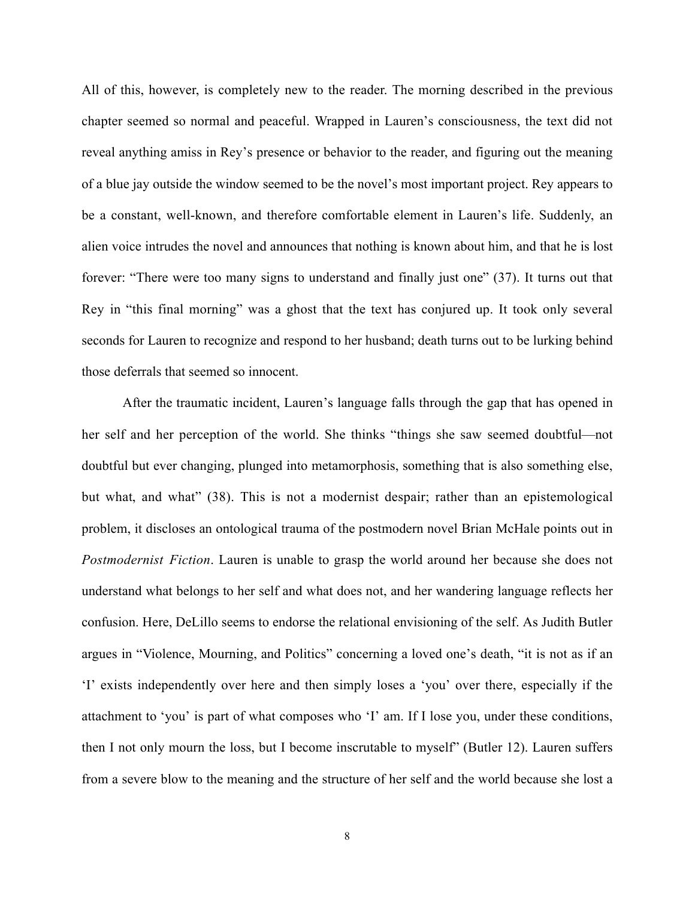All of this, however, is completely new to the reader. The morning described in the previous chapter seemed so normal and peaceful. Wrapped in Lauren's consciousness, the text did not reveal anything amiss in Rey's presence or behavior to the reader, and figuring out the meaning of a blue jay outside the window seemed to be the novel's most important project. Rey appears to be a constant, well-known, and therefore comfortable element in Lauren's life. Suddenly, an alien voice intrudes the novel and announces that nothing is known about him, and that he is lost forever: "There were too many signs to understand and finally just one" (37). It turns out that Rey in "this final morning" was a ghost that the text has conjured up. It took only several seconds for Lauren to recognize and respond to her husband; death turns out to be lurking behind those deferrals that seemed so innocent.

After the traumatic incident, Lauren's language falls through the gap that has opened in her self and her perception of the world. She thinks "things she saw seemed doubtful—not doubtful but ever changing, plunged into metamorphosis, something that is also something else, but what, and what" (38). This is not a modernist despair; rather than an epistemological problem, it discloses an ontological trauma of the postmodern novel Brian McHale points out in *Postmodernist Fiction*. Lauren is unable to grasp the world around her because she does not understand what belongs to her self and what does not, and her wandering language reflects her confusion. Here, DeLillo seems to endorse the relational envisioning of the self. As Judith Butler argues in "Violence, Mourning, and Politics" concerning a loved one's death, "it is not as if an 'I' exists independently over here and then simply loses a 'you' over there, especially if the attachment to 'you' is part of what composes who 'I' am. If I lose you, under these conditions, then I not only mourn the loss, but I become inscrutable to myself" (Butler 12). Lauren suffers from a severe blow to the meaning and the structure of her self and the world because she lost a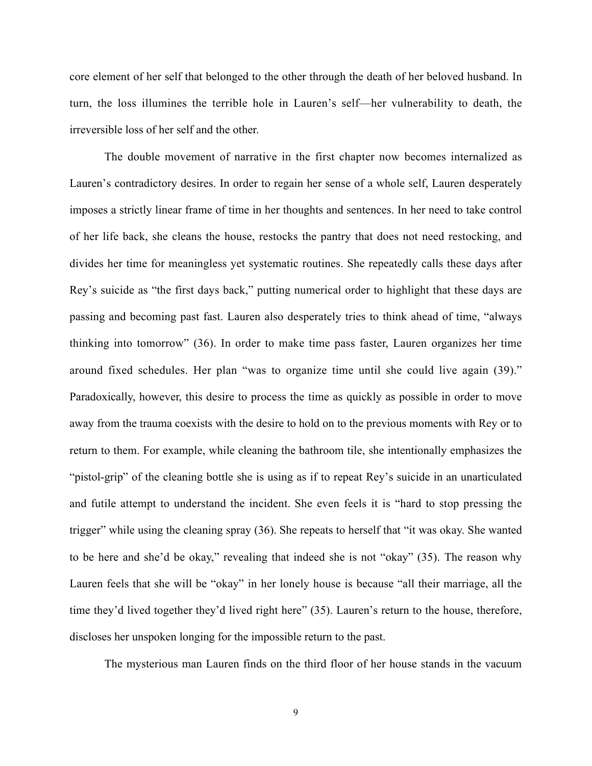core element of her self that belonged to the other through the death of her beloved husband. In turn, the loss illumines the terrible hole in Lauren's self—her vulnerability to death, the irreversible loss of her self and the other.

The double movement of narrative in the first chapter now becomes internalized as Lauren's contradictory desires. In order to regain her sense of a whole self, Lauren desperately imposes a strictly linear frame of time in her thoughts and sentences. In her need to take control of her life back, she cleans the house, restocks the pantry that does not need restocking, and divides her time for meaningless yet systematic routines. She repeatedly calls these days after Rey's suicide as "the first days back," putting numerical order to highlight that these days are passing and becoming past fast. Lauren also desperately tries to think ahead of time, "always thinking into tomorrow" (36). In order to make time pass faster, Lauren organizes her time around fixed schedules. Her plan "was to organize time until she could live again (39)." Paradoxically, however, this desire to process the time as quickly as possible in order to move away from the trauma coexists with the desire to hold on to the previous moments with Rey or to return to them. For example, while cleaning the bathroom tile, she intentionally emphasizes the "pistol-grip" of the cleaning bottle she is using as if to repeat Rey's suicide in an unarticulated and futile attempt to understand the incident. She even feels it is "hard to stop pressing the trigger" while using the cleaning spray (36). She repeats to herself that "it was okay. She wanted to be here and she'd be okay," revealing that indeed she is not "okay" (35). The reason why Lauren feels that she will be "okay" in her lonely house is because "all their marriage, all the time they'd lived together they'd lived right here" (35). Lauren's return to the house, therefore, discloses her unspoken longing for the impossible return to the past.

The mysterious man Lauren finds on the third floor of her house stands in the vacuum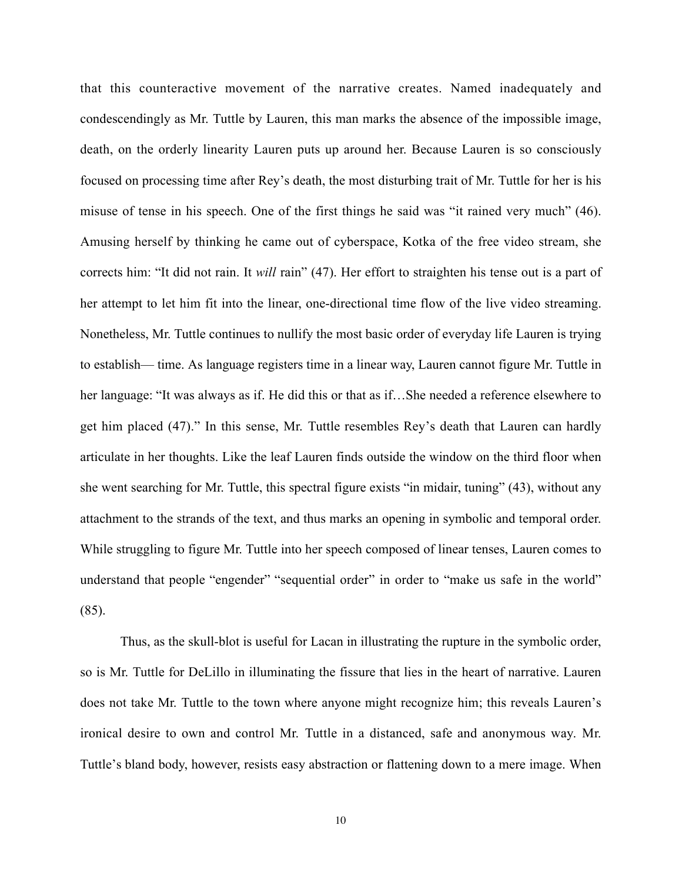that this counteractive movement of the narrative creates. Named inadequately and condescendingly as Mr. Tuttle by Lauren, this man marks the absence of the impossible image, death, on the orderly linearity Lauren puts up around her. Because Lauren is so consciously focused on processing time after Rey's death, the most disturbing trait of Mr. Tuttle for her is his misuse of tense in his speech. One of the first things he said was "it rained very much" (46). Amusing herself by thinking he came out of cyberspace, Kotka of the free video stream, she corrects him: "It did not rain. It *will* rain" (47). Her effort to straighten his tense out is a part of her attempt to let him fit into the linear, one-directional time flow of the live video streaming. Nonetheless, Mr. Tuttle continues to nullify the most basic order of everyday life Lauren is trying to establish— time. As language registers time in a linear way, Lauren cannot figure Mr. Tuttle in her language: "It was always as if. He did this or that as if…She needed a reference elsewhere to get him placed (47)." In this sense, Mr. Tuttle resembles Rey's death that Lauren can hardly articulate in her thoughts. Like the leaf Lauren finds outside the window on the third floor when she went searching for Mr. Tuttle, this spectral figure exists "in midair, tuning" (43), without any attachment to the strands of the text, and thus marks an opening in symbolic and temporal order. While struggling to figure Mr. Tuttle into her speech composed of linear tenses, Lauren comes to understand that people "engender" "sequential order" in order to "make us safe in the world" (85).

Thus, as the skull-blot is useful for Lacan in illustrating the rupture in the symbolic order, so is Mr. Tuttle for DeLillo in illuminating the fissure that lies in the heart of narrative. Lauren does not take Mr. Tuttle to the town where anyone might recognize him; this reveals Lauren's ironical desire to own and control Mr. Tuttle in a distanced, safe and anonymous way. Mr. Tuttle's bland body, however, resists easy abstraction or flattening down to a mere image. When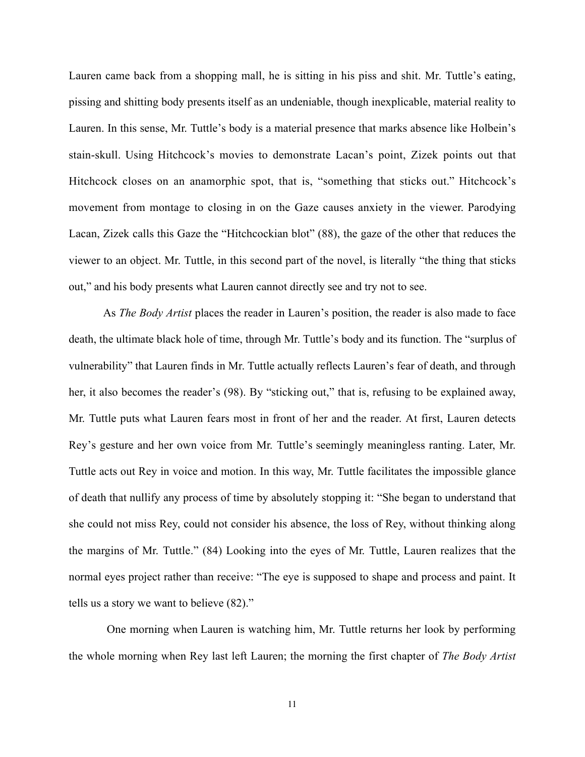Lauren came back from a shopping mall, he is sitting in his piss and shit. Mr. Tuttle's eating, pissing and shitting body presents itself as an undeniable, though inexplicable, material reality to Lauren. In this sense, Mr. Tuttle's body is a material presence that marks absence like Holbein's stain-skull. Using Hitchcock's movies to demonstrate Lacan's point, Zizek points out that Hitchcock closes on an anamorphic spot, that is, "something that sticks out." Hitchcock's movement from montage to closing in on the Gaze causes anxiety in the viewer. Parodying Lacan, Zizek calls this Gaze the "Hitchcockian blot" (88), the gaze of the other that reduces the viewer to an object. Mr. Tuttle, in this second part of the novel, is literally "the thing that sticks out," and his body presents what Lauren cannot directly see and try not to see.

As *The Body Artist* places the reader in Lauren's position, the reader is also made to face death, the ultimate black hole of time, through Mr. Tuttle's body and its function. The "surplus of vulnerability" that Lauren finds in Mr. Tuttle actually reflects Lauren's fear of death, and through her, it also becomes the reader's (98). By "sticking out," that is, refusing to be explained away, Mr. Tuttle puts what Lauren fears most in front of her and the reader. At first, Lauren detects Rey's gesture and her own voice from Mr. Tuttle's seemingly meaningless ranting. Later, Mr. Tuttle acts out Rey in voice and motion. In this way, Mr. Tuttle facilitates the impossible glance of death that nullify any process of time by absolutely stopping it: "She began to understand that she could not miss Rey, could not consider his absence, the loss of Rey, without thinking along the margins of Mr. Tuttle." (84) Looking into the eyes of Mr. Tuttle, Lauren realizes that the normal eyes project rather than receive: "The eye is supposed to shape and process and paint. It tells us a story we want to believe (82)."

One morning when Lauren is watching him, Mr. Tuttle returns her look by performing the whole morning when Rey last left Lauren; the morning the first chapter of *The Body Artist*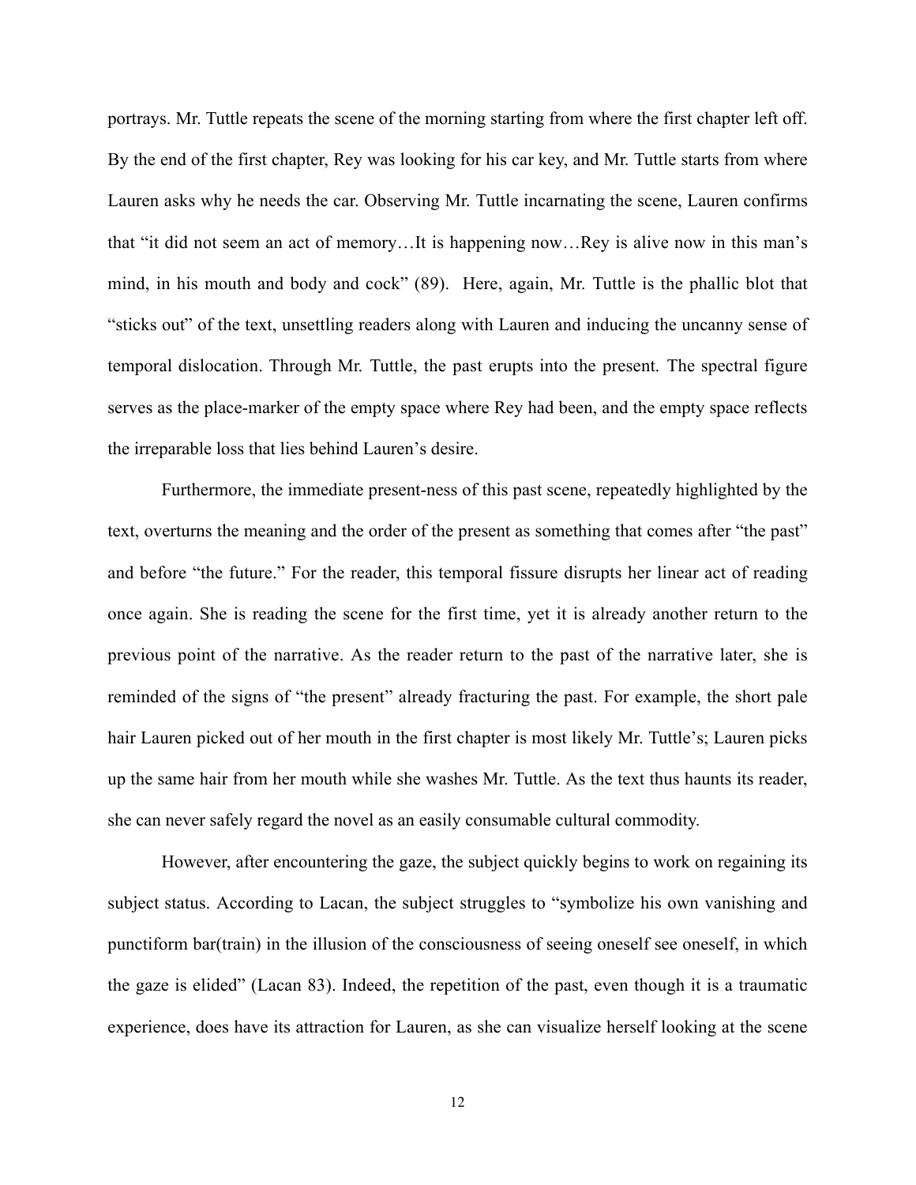portrays. Mr. Tuttle repeats the scene of the morning starting from where the first chapter left off. By the end of the first chapter, Rey was looking for his car key, and Mr. Tuttle starts from where Lauren asks why he needs the car. Observing Mr. Tuttle incarnating the scene, Lauren confirms that "it did not seem an act of memory…It is happening now…Rey is alive now in this man's mind, in his mouth and body and cock" (89). Here, again, Mr. Tuttle is the phallic blot that "sticks out" of the text, unsettling readers along with Lauren and inducing the uncanny sense of temporal dislocation. Through Mr. Tuttle, the past erupts into the present. The spectral figure serves as the place-marker of the empty space where Rey had been, and the empty space reflects the irreparable loss that lies behind Lauren's desire.

Furthermore, the immediate present-ness of this past scene, repeatedly highlighted by the text, overturns the meaning and the order of the present as something that comes after "the past" and before "the future." For the reader, this temporal fissure disrupts her linear act of reading once again. She is reading the scene for the first time, yet it is already another return to the previous point of the narrative. As the reader return to the past of the narrative later, she is reminded of the signs of "the present" already fracturing the past. For example, the short pale hair Lauren picked out of her mouth in the first chapter is most likely Mr. Tuttle's; Lauren picks up the same hair from her mouth while she washes Mr. Tuttle. As the text thus haunts its reader, she can never safely regard the novel as an easily consumable cultural commodity.

However, after encountering the gaze, the subject quickly begins to work on regaining its subject status. According to Lacan, the subject struggles to "symbolize his own vanishing and punctiform bar(train) in the illusion of the consciousness of seeing oneself see oneself, in which the gaze is elided" (Lacan 83). Indeed, the repetition of the past, even though it is a traumatic experience, does have its attraction for Lauren, as she can visualize herself looking at the scene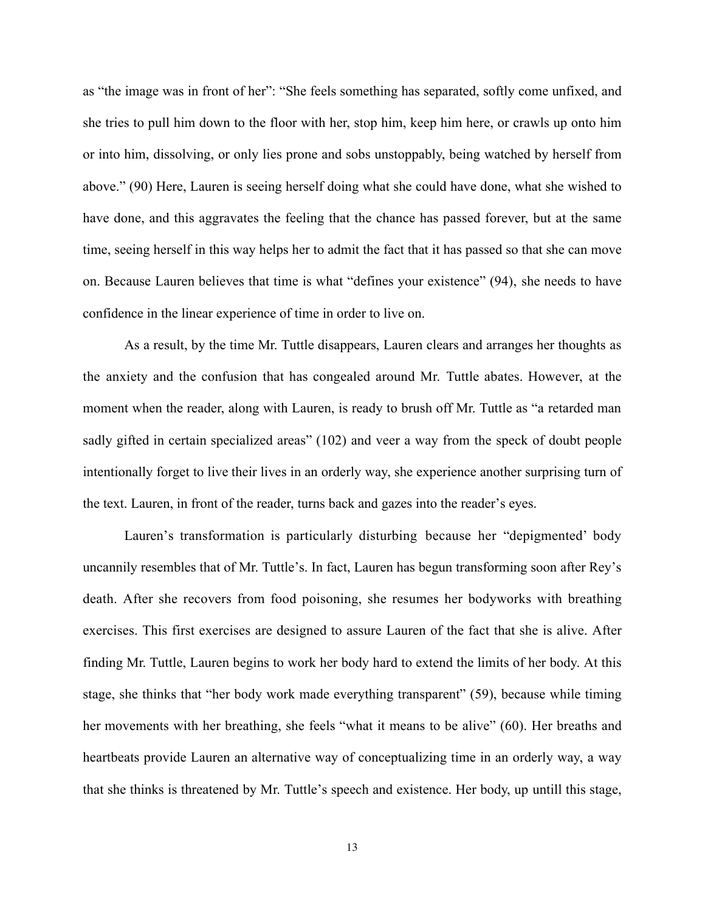as “the image was in front of her”: “She feels something has separated, softly come unfixed, and she tries to pull him down to the floor with her, stop him, keep him here, or crawls up onto him or into him, dissolving, or only lies prone and sobs unstoppably, being watched by herself from above.” (90) Here, Lauren is seeing herself doing what she could have done, what she wished to have done, and this aggravates the feeling that the chance has passed forever, but at the same time, seeing herself in this way helps her to admit the fact that it has passed so that she can move on. Because Lauren believes that time is what “defines your existence” (94), she needs to have confidence in the linear experience of time in order to live on.

As a result, by the time Mr. Tuttle disappears, Lauren clears and arranges her thoughts as the anxiety and the confusion that has congealed around Mr. Tuttle abates. However, at the moment when the reader, along with Lauren, is ready to brush off Mr. Tuttle as “a retarded man sadly gifted in certain specialized areas” (102) and veer a way from the speck of doubt people intentionally forget to live their lives in an orderly way, she experience another surprising turn of the text. Lauren, in front of the reader, turns back and gazes into the reader’s eyes.

Lauren’s transformation is particularly disturbing because her “depigmented’ body uncannily resembles that of Mr. Tuttle’s. In fact, Lauren has begun transforming soon after Rey’s death. After she recovers from food poisoning, she resumes her bodyworks with breathing exercises. This first exercises are designed to assure Lauren of the fact that she is alive. After finding Mr. Tuttle, Lauren begins to work her body hard to extend the limits of her body. At this stage, she thinks that “her body work made everything transparent” (59), because while timing her movements with her breathing, she feels “what it means to be alive” (60). Her breaths and heartbeats provide Lauren an alternative way of conceptualizing time in an orderly way, a way that she thinks is threatened by Mr. Tuttle’s speech and existence. Her body, up untill this stage,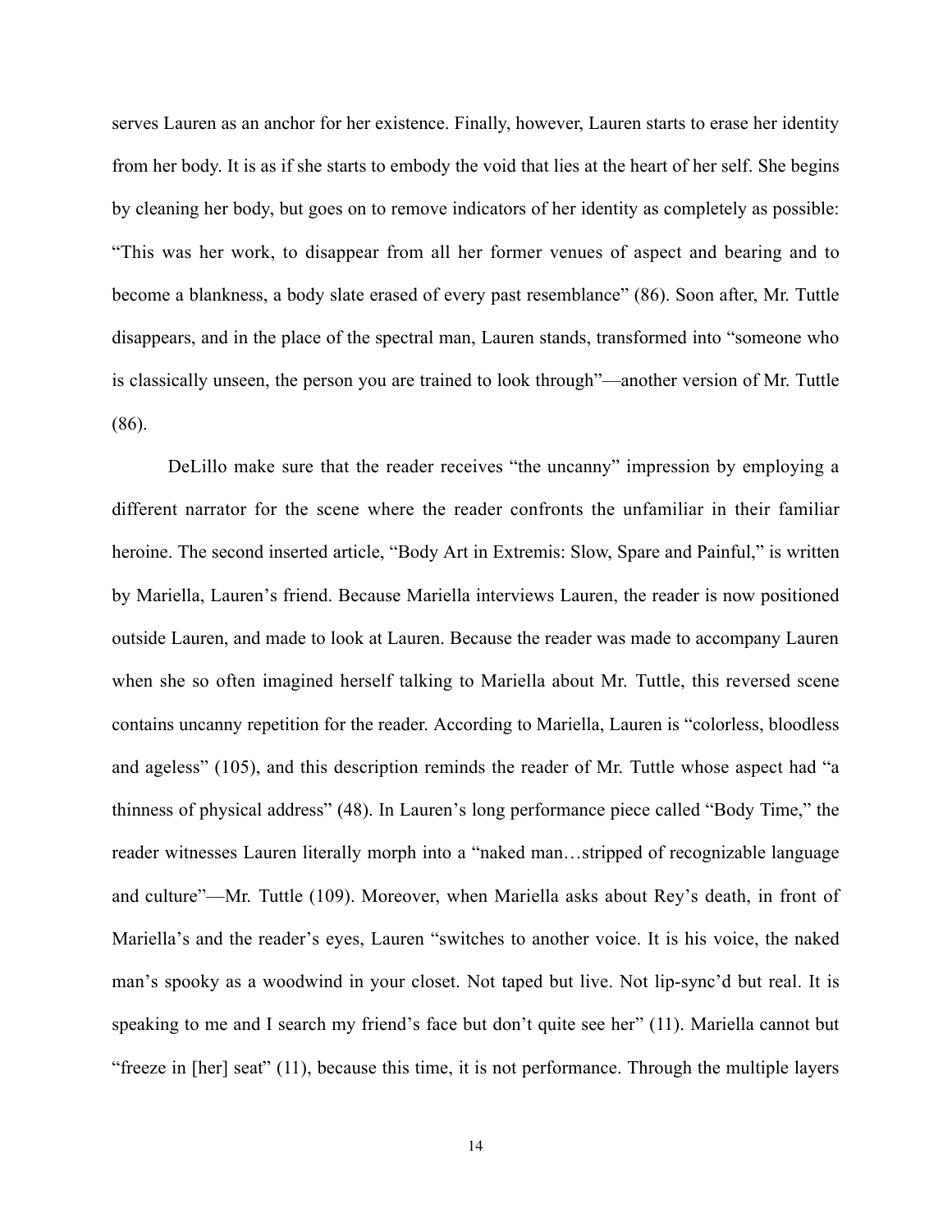serves Lauren as an anchor for her existence. Finally, however, Lauren starts to erase her identity from her body. It is as if she starts to embody the void that lies at the heart of her self. She begins by cleaning her body, but goes on to remove indicators of her identity as completely as possible: "This was her work, to disappear from all her former venues of aspect and bearing and to become a blankness, a body slate erased of every past resemblance" (86). Soon after, Mr. Tuttle disappears, and in the place of the spectral man, Lauren stands, transformed into "someone who is classically unseen, the person you are trained to look through"—another version of Mr. Tuttle (86).

DeLillo make sure that the reader receives "the uncanny" impression by employing a different narrator for the scene where the reader confronts the unfamiliar in their familiar heroine. The second inserted article, "Body Art in Extremis: Slow, Spare and Painful," is written by Mariella, Lauren's friend. Because Mariella interviews Lauren, the reader is now positioned outside Lauren, and made to look at Lauren. Because the reader was made to accompany Lauren when she so often imagined herself talking to Mariella about Mr. Tuttle, this reversed scene contains uncanny repetition for the reader. According to Mariella, Lauren is "colorless, bloodless and ageless" (105), and this description reminds the reader of Mr. Tuttle whose aspect had "a thinness of physical address" (48). In Lauren's long performance piece called "Body Time," the reader witnesses Lauren literally morph into a "naked man…stripped of recognizable language and culture"—Mr. Tuttle (109). Moreover, when Mariella asks about Rey's death, in front of Mariella's and the reader's eyes, Lauren "switches to another voice. It is his voice, the naked man's spooky as a woodwind in your closet. Not taped but live. Not lip-sync'd but real. It is speaking to me and I search my friend's face but don't quite see her" (11). Mariella cannot but "freeze in [her] seat" (11), because this time, it is not performance. Through the multiple layers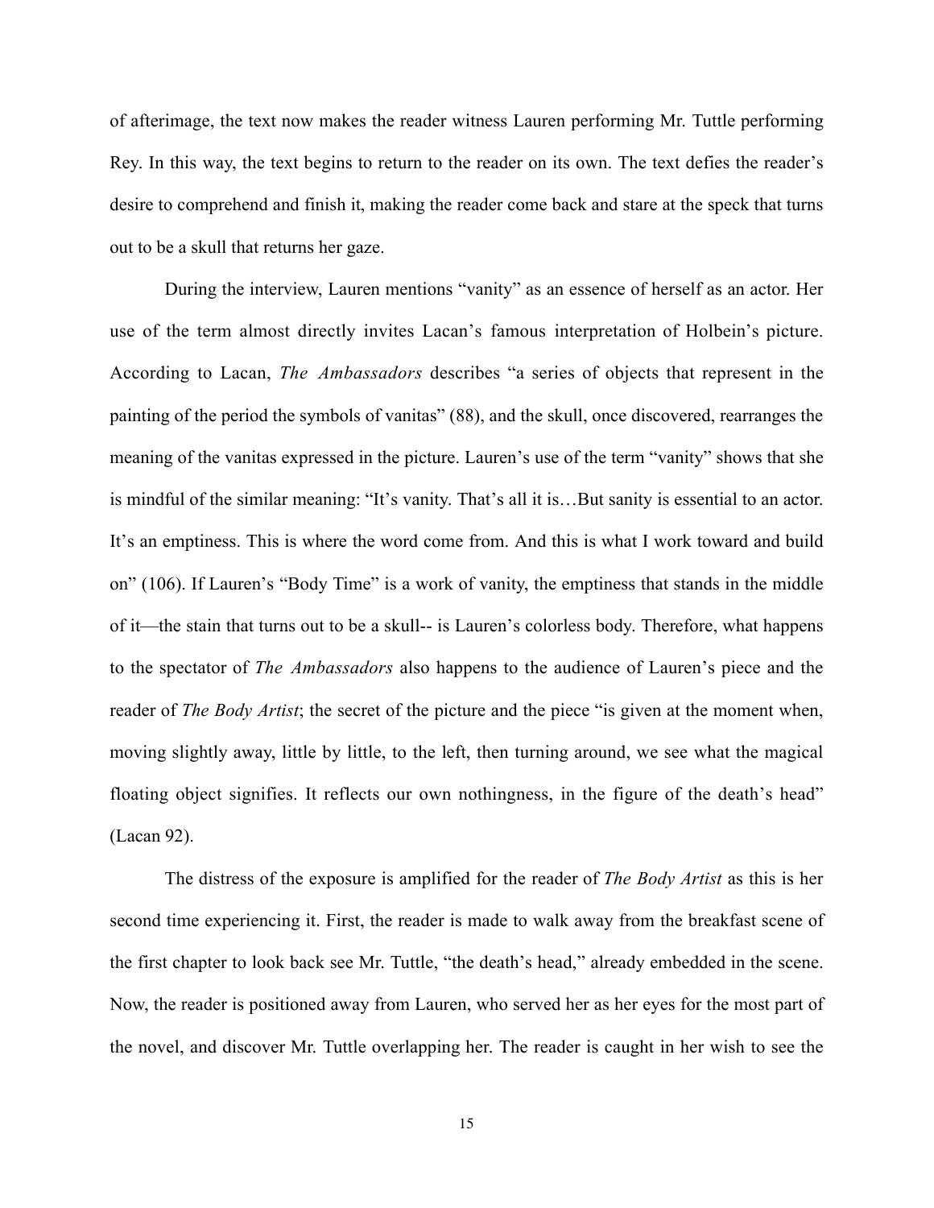of afterimage, the text now makes the reader witness Lauren performing Mr. Tuttle performing Rey. In this way, the text begins to return to the reader on its own. The text defies the reader's desire to comprehend and finish it, making the reader come back and stare at the speck that turns out to be a skull that returns her gaze.

During the interview, Lauren mentions "vanity" as an essence of herself as an actor. Her use of the term almost directly invites Lacan's famous interpretation of Holbein's picture. According to Lacan, *The Ambassadors* describes "a series of objects that represent in the painting of the period the symbols of vanitas" (88), and the skull, once discovered, rearranges the meaning of the vanitas expressed in the picture. Lauren's use of the term "vanity" shows that she is mindful of the similar meaning: "It's vanity. That's all it is…But sanity is essential to an actor. It's an emptiness. This is where the word come from. And this is what I work toward and build on" (106). If Lauren's "Body Time" is a work of vanity, the emptiness that stands in the middle of it—the stain that turns out to be a skull-- is Lauren's colorless body. Therefore, what happens to the spectator of *The Ambassadors* also happens to the audience of Lauren's piece and the reader of *The Body Artist*; the secret of the picture and the piece "is given at the moment when, moving slightly away, little by little, to the left, then turning around, we see what the magical floating object signifies. It reflects our own nothingness, in the figure of the death's head" (Lacan 92).

The distress of the exposure is amplified for the reader of *The Body Artist* as this is her second time experiencing it. First, the reader is made to walk away from the breakfast scene of the first chapter to look back see Mr. Tuttle, "the death's head," already embedded in the scene. Now, the reader is positioned away from Lauren, who served her as her eyes for the most part of the novel, and discover Mr. Tuttle overlapping her. The reader is caught in her wish to see the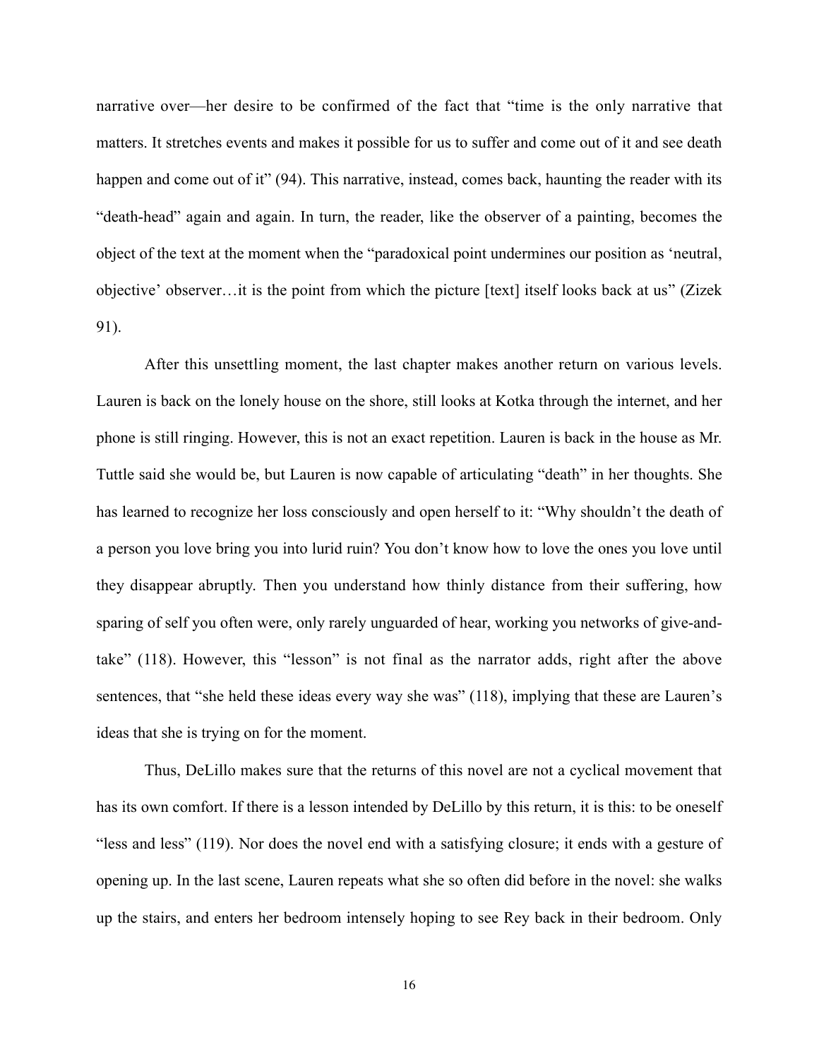narrative over—her desire to be confirmed of the fact that "time is the only narrative that matters. It stretches events and makes it possible for us to suffer and come out of it and see death happen and come out of it" (94). This narrative, instead, comes back, haunting the reader with its "death-head" again and again. In turn, the reader, like the observer of a painting, becomes the object of the text at the moment when the "paradoxical point undermines our position as 'neutral, objective' observer…it is the point from which the picture [text] itself looks back at us" (Zizek 91).

After this unsettling moment, the last chapter makes another return on various levels. Lauren is back on the lonely house on the shore, still looks at Kotka through the internet, and her phone is still ringing. However, this is not an exact repetition. Lauren is back in the house as Mr. Tuttle said she would be, but Lauren is now capable of articulating "death" in her thoughts. She has learned to recognize her loss consciously and open herself to it: "Why shouldn't the death of a person you love bring you into lurid ruin? You don't know how to love the ones you love until they disappear abruptly. Then you understand how thinly distance from their suffering, how sparing of self you often were, only rarely unguarded of hear, working you networks of give-and-take" (118). However, this "lesson" is not final as the narrator adds, right after the above sentences, that "she held these ideas every way she was" (118), implying that these are Lauren's ideas that she is trying on for the moment.

Thus, DeLillo makes sure that the returns of this novel are not a cyclical movement that has its own comfort. If there is a lesson intended by DeLillo by this return, it is this: to be oneself "less and less" (119). Nor does the novel end with a satisfying closure; it ends with a gesture of opening up. In the last scene, Lauren repeats what she so often did before in the novel: she walks up the stairs, and enters her bedroom intensely hoping to see Rey back in their bedroom. Only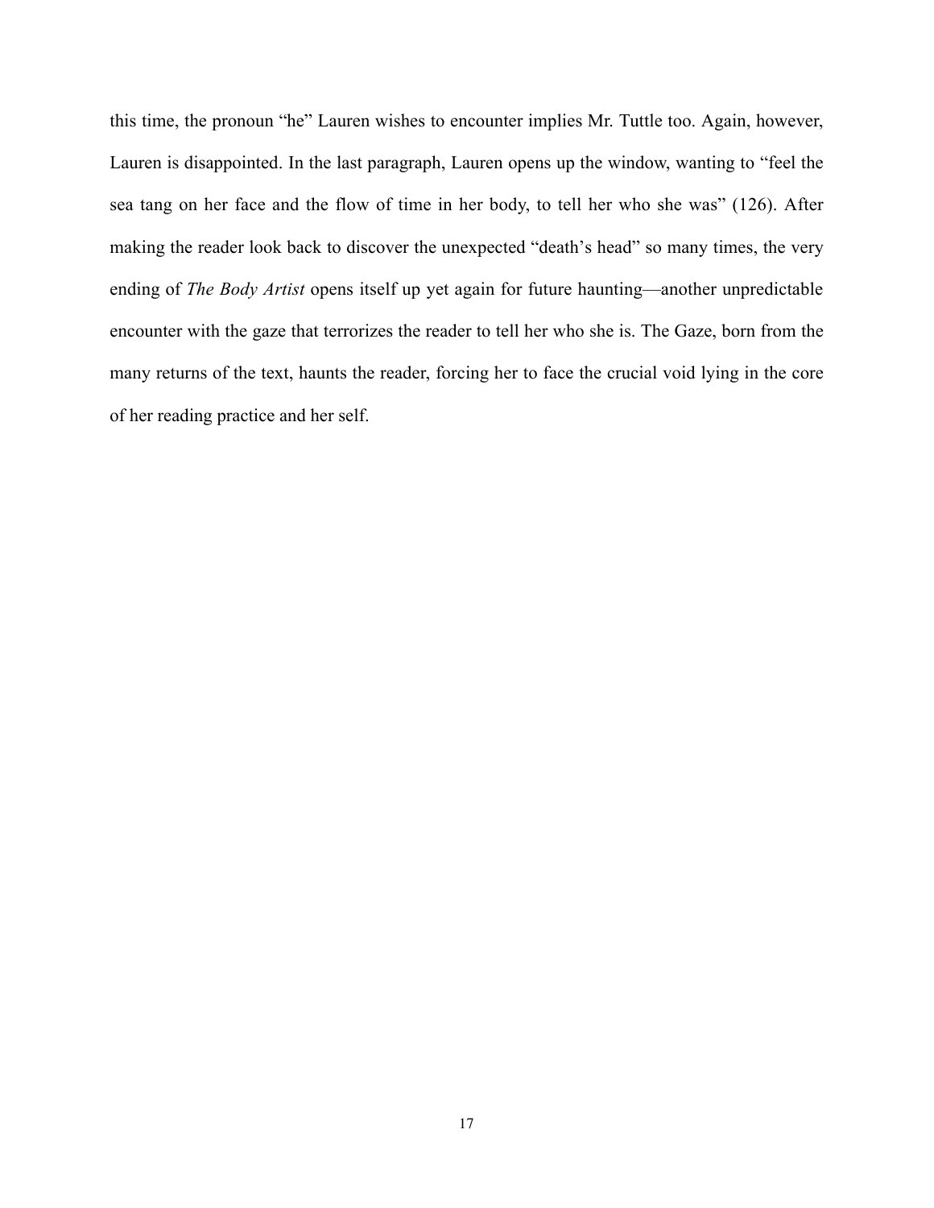this time, the pronoun "he" Lauren wishes to encounter implies Mr. Tuttle too. Again, however, Lauren is disappointed. In the last paragraph, Lauren opens up the window, wanting to "feel the sea tang on her face and the flow of time in her body, to tell her who she was" (126). After making the reader look back to discover the unexpected "death's head" so many times, the very ending of *The Body Artist* opens itself up yet again for future haunting—another unpredictable encounter with the gaze that terrorizes the reader to tell her who she is. The Gaze, born from the many returns of the text, haunts the reader, forcing her to face the crucial void lying in the core of her reading practice and her self.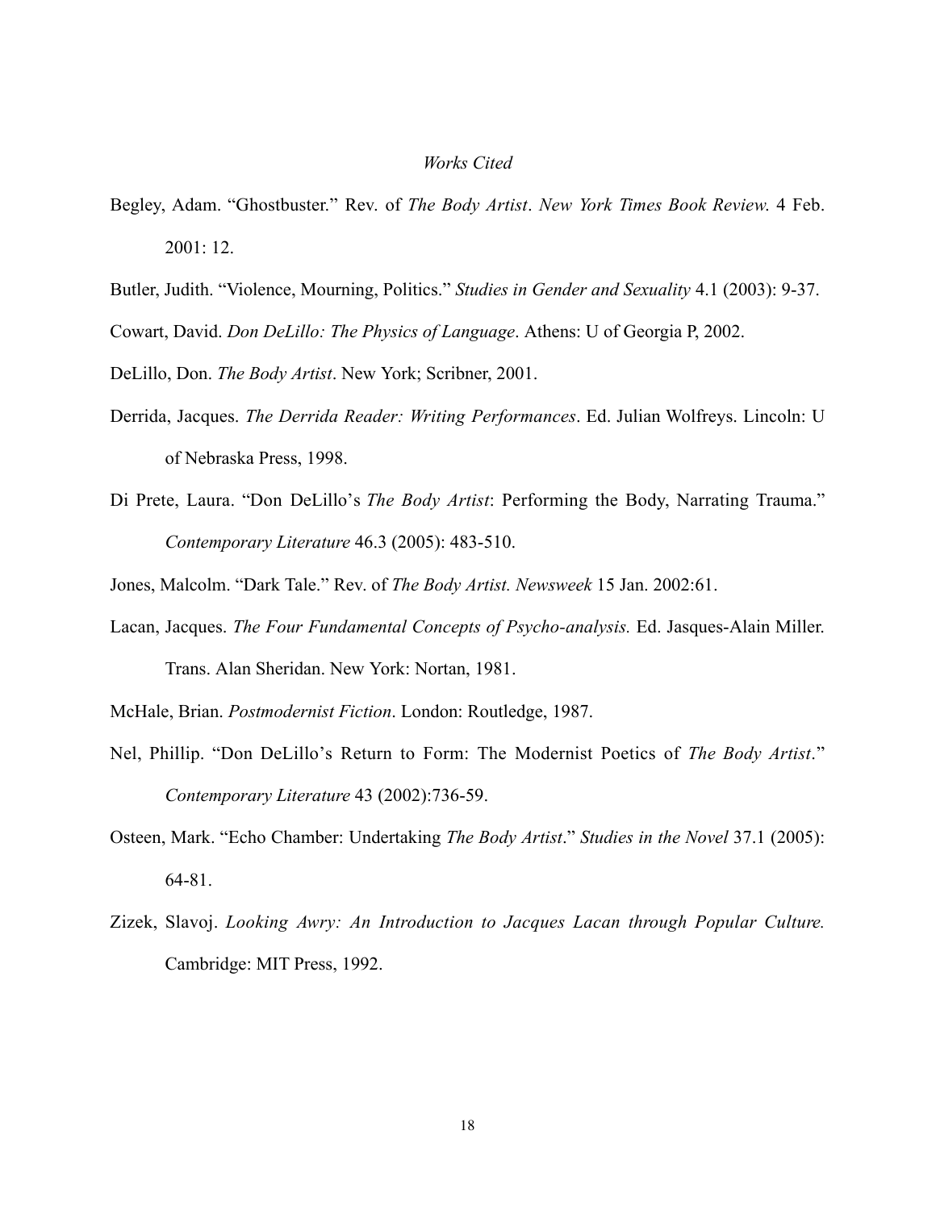# *Works Cited*

Begley, Adam. "Ghostbuster." Rev. of *The Body Artist*. *New York Times Book Review.* 4 Feb. 2001: 12.

Butler, Judith. "Violence, Mourning, Politics." *Studies in Gender and Sexuality* 4.1 (2003): 9-37.

Cowart, David. *Don DeLillo: The Physics of Language*. Athens: U of Georgia P, 2002.

DeLillo, Don. *The Body Artist*. New York; Scribner, 2001.

Derrida, Jacques. *The Derrida Reader: Writing Performances*. Ed. Julian Wolfreys. Lincoln: U of Nebraska Press, 1998.

Di Prete, Laura. "Don DeLillo's *The Body Artist*: Performing the Body, Narrating Trauma." *Contemporary Literature* 46.3 (2005): 483-510.

Jones, Malcolm. "Dark Tale." Rev. of *The Body Artist. Newsweek* 15 Jan. 2002:61.

Lacan, Jacques. *The Four Fundamental Concepts of Psycho-analysis.* Ed. Jasques-Alain Miller. Trans. Alan Sheridan. New York: Nortan, 1981.

McHale, Brian. *Postmodernist Fiction*. London: Routledge, 1987.

Nel, Phillip. "Don DeLillo's Return to Form: The Modernist Poetics of *The Body Artist*." *Contemporary Literature* 43 (2002):736-59.

Osteen, Mark. "Echo Chamber: Undertaking *The Body Artist*." *Studies in the Novel* 37.1 (2005): 64-81.

Zizek, Slavoj. *Looking Awry: An Introduction to Jacques Lacan through Popular Culture.* Cambridge: MIT Press, 1992.